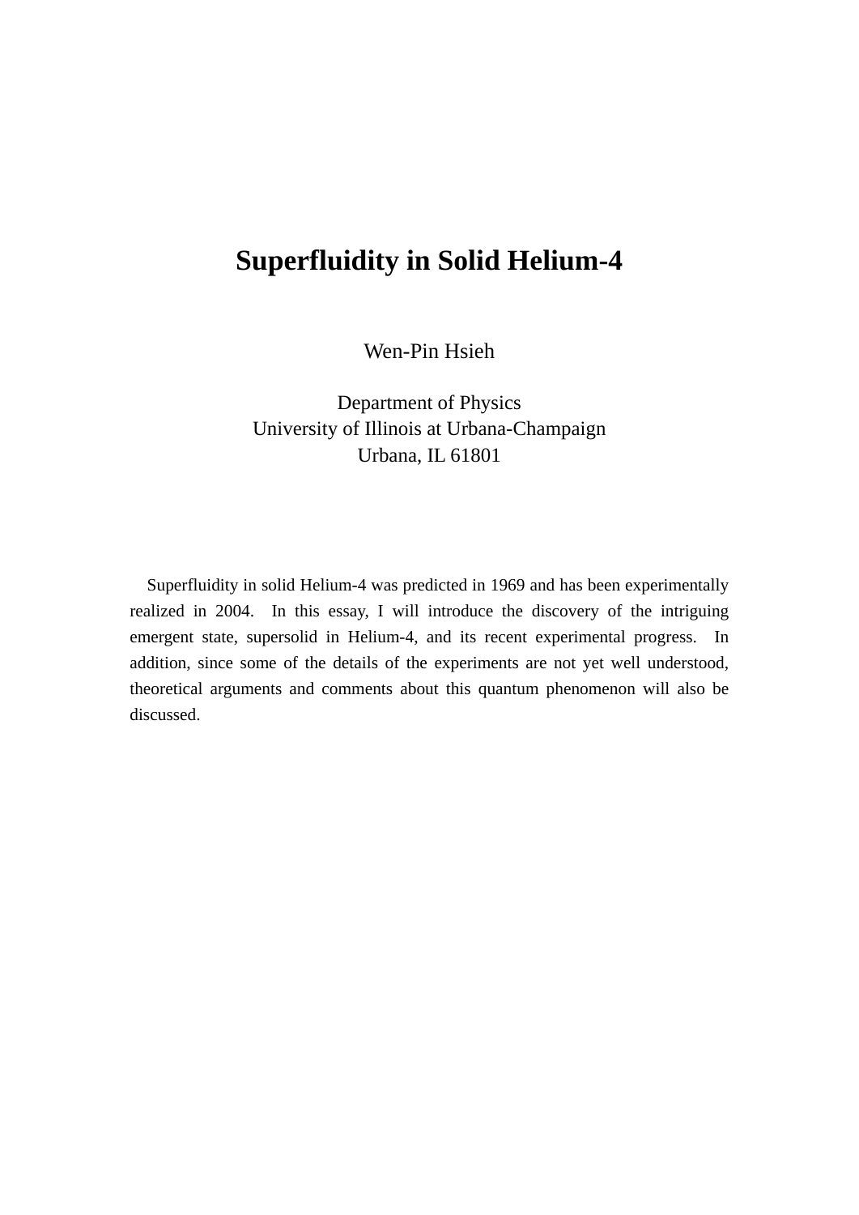# Superfluidity in Solid Helium-4

Wen-Pin Hsieh

Department of Physics
University of Illinois at Urbana-Champaign
Urbana, IL 61801

Superfluidity in solid Helium-4 was predicted in 1969 and has been experimentally realized in 2004. In this essay, I will introduce the discovery of the intriguing emergent state, supersolid in Helium-4, and its recent experimental progress. In addition, since some of the details of the experiments are not yet well understood, theoretical arguments and comments about this quantum phenomenon will also be discussed.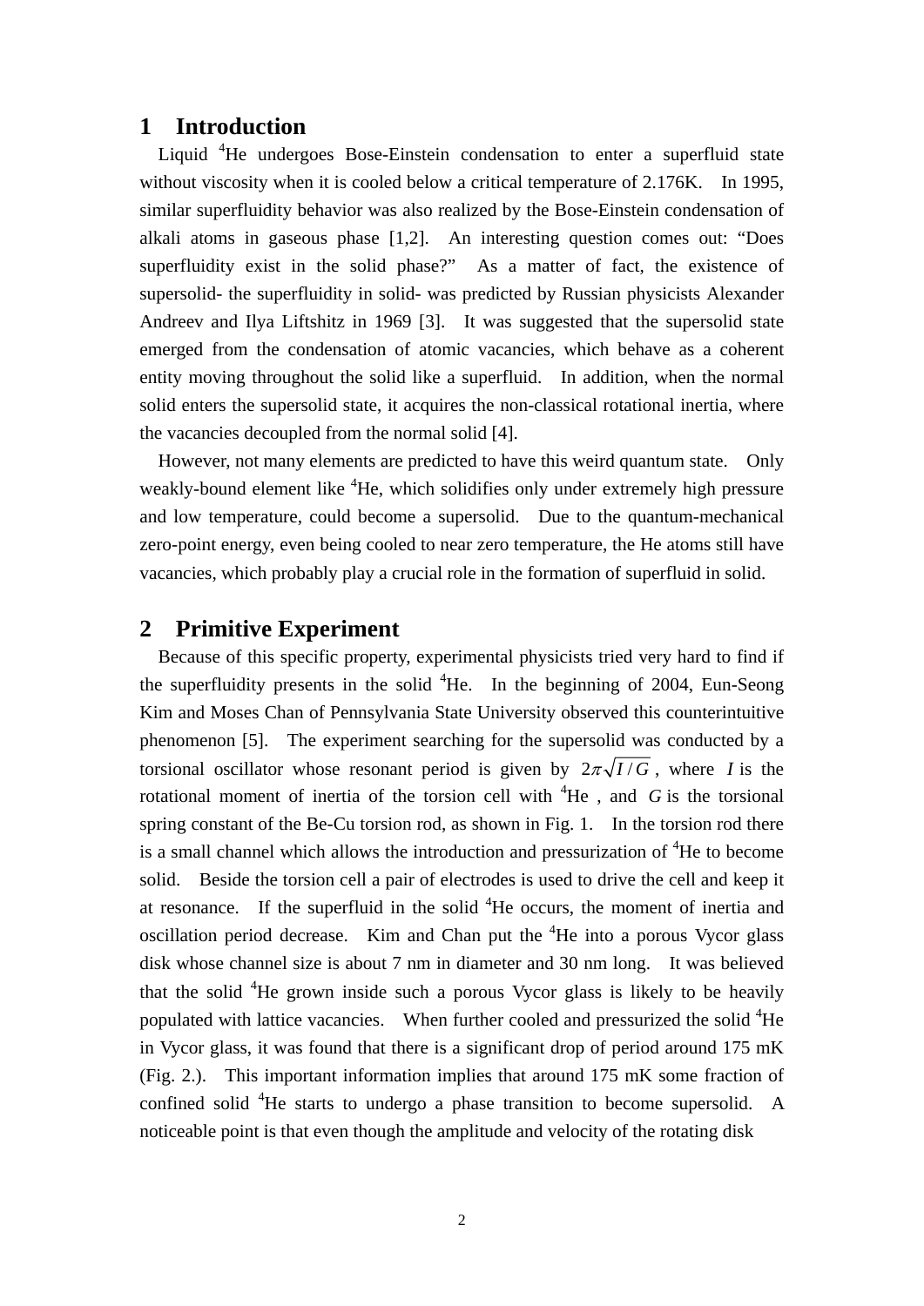## 1 Introduction

Liquid $^4$He undergoes Bose-Einstein condensation to enter a superfluid state without viscosity when it is cooled below a critical temperature of 2.176K. In 1995, similar superfluidity behavior was also realized by the Bose-Einstein condensation of alkali atoms in gaseous phase [1,2]. An interesting question comes out: "Does superfluidity exist in the solid phase?" As a matter of fact, the existence of supersolid- the superfluidity in solid- was predicted by Russian physicists Alexander Andreev and Ilya Liftshitz in 1969 [3]. It was suggested that the supersolid state emerged from the condensation of atomic vacancies, which behave as a coherent entity moving throughout the solid like a superfluid. In addition, when the normal solid enters the supersolid state, it acquires the non-classical rotational inertia, where the vacancies decoupled from the normal solid [4].

However, not many elements are predicted to have this weird quantum state. Only weakly-bound element like $^4$He, which solidifies only under extremely high pressure and low temperature, could become a supersolid. Due to the quantum-mechanical zero-point energy, even being cooled to near zero temperature, the He atoms still have vacancies, which probably play a crucial role in the formation of superfluid in solid.

## 2 Primitive Experiment

Because of this specific property, experimental physicists tried very hard to find if the superfluidity presents in the solid $^4$He. In the beginning of 2004, Eun-Seong Kim and Moses Chan of Pennsylvania State University observed this counterintuitive phenomenon [5]. The experiment searching for the supersolid was conducted by a torsional oscillator whose resonant period is given by $2\pi\sqrt{I/G}$, where $I$ is the rotational moment of inertia of the torsion cell with $^4$He , and $G$ is the torsional spring constant of the Be-Cu torsion rod, as shown in Fig. 1. In the torsion rod there is a small channel which allows the introduction and pressurization of $^4$He to become solid. Beside the torsion cell a pair of electrodes is used to drive the cell and keep it at resonance. If the superfluid in the solid $^4$He occurs, the moment of inertia and oscillation period decrease. Kim and Chan put the $^4$He into a porous Vycor glass disk whose channel size is about 7 nm in diameter and 30 nm long. It was believed that the solid $^4$He grown inside such a porous Vycor glass is likely to be heavily populated with lattice vacancies. When further cooled and pressurized the solid $^4$He in Vycor glass, it was found that there is a significant drop of period around 175 mK (Fig. 2.). This important information implies that around 175 mK some fraction of confined solid $^4$He starts to undergo a phase transition to become supersolid. A noticeable point is that even though the amplitude and velocity of the rotating disk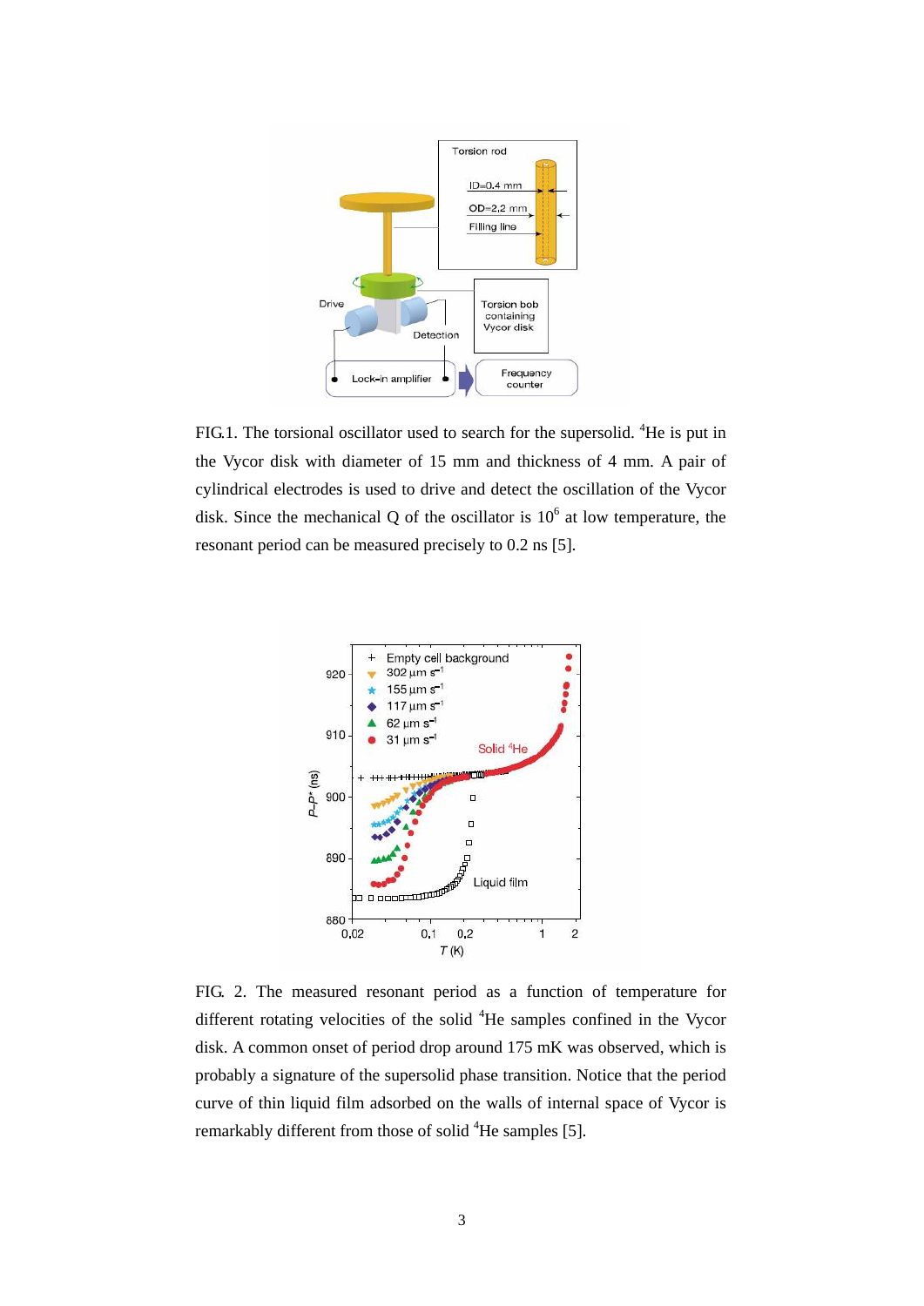FIG.1. The torsional oscillator used to search for the supersolid. $^4$He is put in the Vycor disk with diameter of 15 mm and thickness of 4 mm. A pair of cylindrical electrodes is used to drive and detect the oscillation of the Vycor disk. Since the mechanical Q of the oscillator is $10^6$ at low temperature, the resonant period can be measured precisely to 0.2 ns [5].

FIG. 2. The measured resonant period as a function of temperature for different rotating velocities of the solid $^4$He samples confined in the Vycor disk. A common onset of period drop around 175 mK was observed, which is probably a signature of the supersolid phase transition. Notice that the period curve of thin liquid film adsorbed on the walls of internal space of Vycor is remarkably different from those of solid $^4$He samples [5].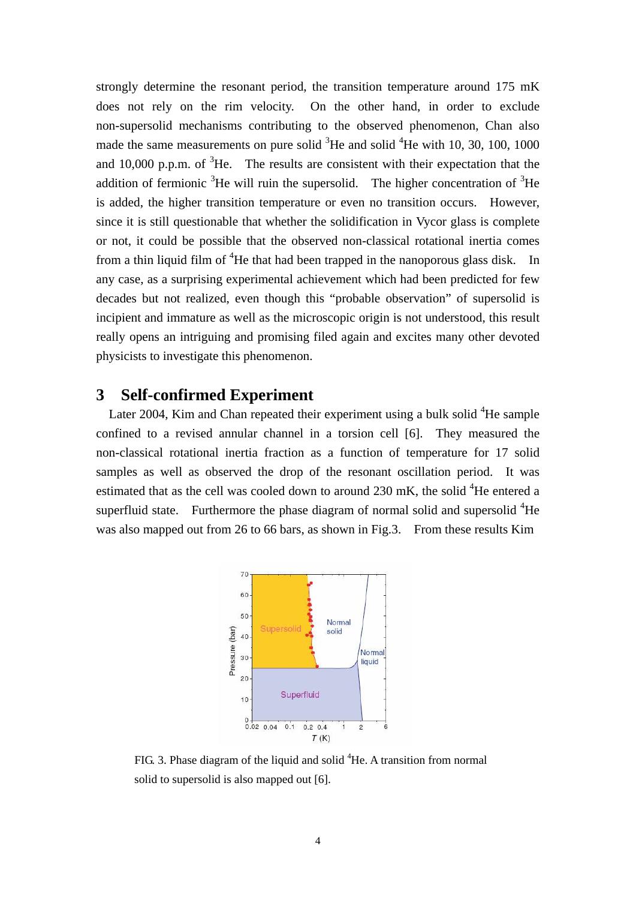strongly determine the resonant period, the transition temperature around 175 mK does not rely on the rim velocity. On the other hand, in order to exclude non-supersolid mechanisms contributing to the observed phenomenon, Chan also made the same measurements on pure solid $^3$He and solid $^4$He with 10, 30, 100, 1000 and 10,000 p.p.m. of $^3$He. The results are consistent with their expectation that the addition of fermionic $^3$He will ruin the supersolid. The higher concentration of $^3$He is added, the higher transition temperature or even no transition occurs. However, since it is still questionable that whether the solidification in Vycor glass is complete or not, it could be possible that the observed non-classical rotational inertia comes from a thin liquid film of $^4$He that had been trapped in the nanoporous glass disk. In any case, as a surprising experimental achievement which had been predicted for few decades but not realized, even though this "probable observation" of supersolid is incipient and immature as well as the microscopic origin is not understood, this result really opens an intriguing and promising filed again and excites many other devoted physicists to investigate this phenomenon.

## 3 Self-confirmed Experiment

Later 2004, Kim and Chan repeated their experiment using a bulk solid $^4$He sample confined to a revised annular channel in a torsion cell [6]. They measured the non-classical rotational inertia fraction as a function of temperature for 17 solid samples as well as observed the drop of the resonant oscillation period. It was estimated that as the cell was cooled down to around 230 mK, the solid $^4$He entered a superfluid state. Furthermore the phase diagram of normal solid and supersolid $^4$He was also mapped out from 26 to 66 bars, as shown in Fig.3. From these results Kim

FIG. 3. Phase diagram of the liquid and solid $^4$He. A transition from normal solid to supersolid is also mapped out [6].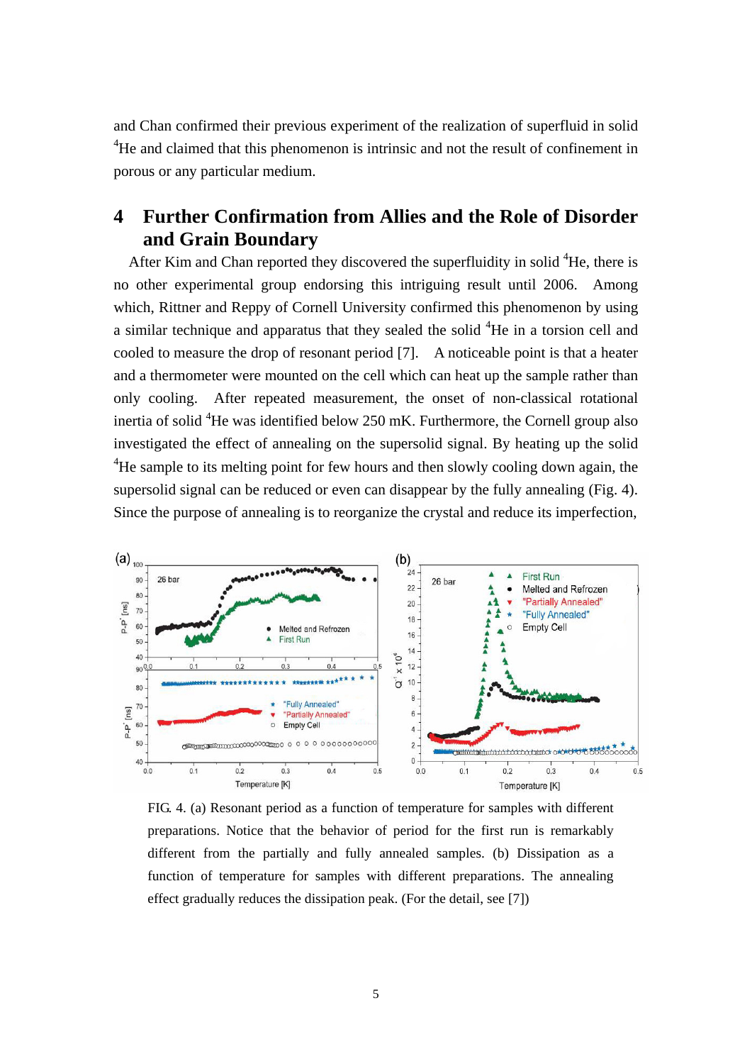and Chan confirmed their previous experiment of the realization of superfluid in solid $^4$He and claimed that this phenomenon is intrinsic and not the result of confinement in porous or any particular medium.

## 4 Further Confirmation from Allies and the Role of Disorder and Grain Boundary

After Kim and Chan reported they discovered the superfluidity in solid $^4$He, there is no other experimental group endorsing this intriguing result until 2006. Among which, Rittner and Reppy of Cornell University confirmed this phenomenon by using a similar technique and apparatus that they sealed the solid $^4$He in a torsion cell and cooled to measure the drop of resonant period [7]. A noticeable point is that a heater and a thermometer were mounted on the cell which can heat up the sample rather than only cooling. After repeated measurement, the onset of non-classical rotational inertia of solid $^4$He was identified below 250 mK. Furthermore, the Cornell group also investigated the effect of annealing on the supersolid signal. By heating up the solid $^4$He sample to its melting point for few hours and then slowly cooling down again, the supersolid signal can be reduced or even can disappear by the fully annealing (Fig. 4). Since the purpose of annealing is to reorganize the crystal and reduce its imperfection,

FIG. 4. (a) Resonant period as a function of temperature for samples with different preparations. Notice that the behavior of period for the first run is remarkably different from the partially and fully annealed samples. (b) Dissipation as a function of temperature for samples with different preparations. The annealing effect gradually reduces the dissipation peak. (For the detail, see [7])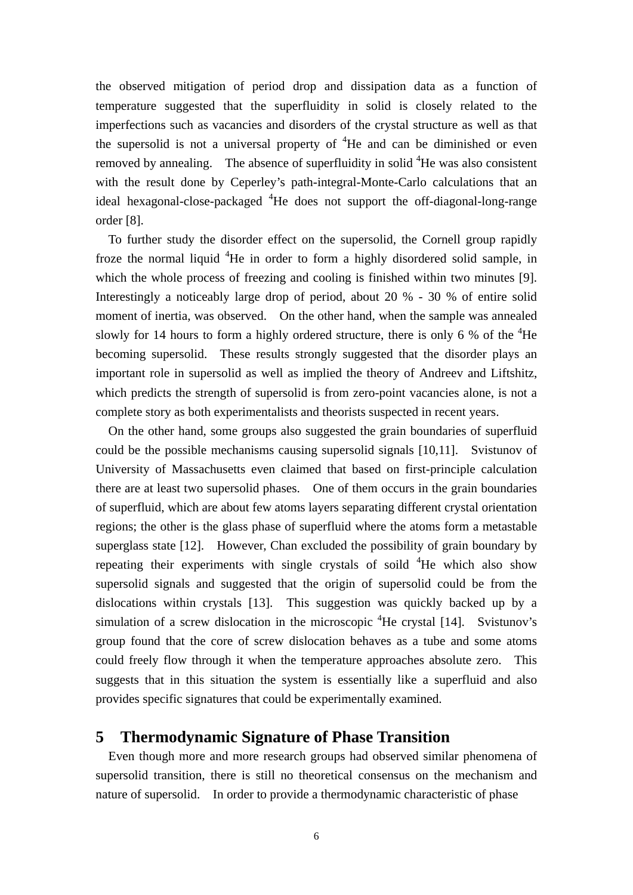the observed mitigation of period drop and dissipation data as a function of temperature suggested that the superfluidity in solid is closely related to the imperfections such as vacancies and disorders of the crystal structure as well as that the supersolid is not a universal property of $^4$He and can be diminished or even removed by annealing. The absence of superfluidity in solid $^4$He was also consistent with the result done by Ceperley's path-integral-Monte-Carlo calculations that an ideal hexagonal-close-packaged $^4$He does not support the off-diagonal-long-range order [8].

To further study the disorder effect on the supersolid, the Cornell group rapidly froze the normal liquid $^4$He in order to form a highly disordered solid sample, in which the whole process of freezing and cooling is finished within two minutes [9]. Interestingly a noticeably large drop of period, about 20 % - 30 % of entire solid moment of inertia, was observed. On the other hand, when the sample was annealed slowly for 14 hours to form a highly ordered structure, there is only 6 % of the $^4$He becoming supersolid. These results strongly suggested that the disorder plays an important role in supersolid as well as implied the theory of Andreev and Liftshitz, which predicts the strength of supersolid is from zero-point vacancies alone, is not a complete story as both experimentalists and theorists suspected in recent years.

On the other hand, some groups also suggested the grain boundaries of superfluid could be the possible mechanisms causing supersolid signals [10,11]. Svistunov of University of Massachusetts even claimed that based on first-principle calculation there are at least two supersolid phases. One of them occurs in the grain boundaries of superfluid, which are about few atoms layers separating different crystal orientation regions; the other is the glass phase of superfluid where the atoms form a metastable superglass state [12]. However, Chan excluded the possibility of grain boundary by repeating their experiments with single crystals of soild $^4$He which also show supersolid signals and suggested that the origin of supersolid could be from the dislocations within crystals [13]. This suggestion was quickly backed up by a simulation of a screw dislocation in the microscopic $^4$He crystal [14]. Svistunov's group found that the core of screw dislocation behaves as a tube and some atoms could freely flow through it when the temperature approaches absolute zero. This suggests that in this situation the system is essentially like a superfluid and also provides specific signatures that could be experimentally examined.

## 5 Thermodynamic Signature of Phase Transition

Even though more and more research groups had observed similar phenomena of supersolid transition, there is still no theoretical consensus on the mechanism and nature of supersolid. In order to provide a thermodynamic characteristic of phase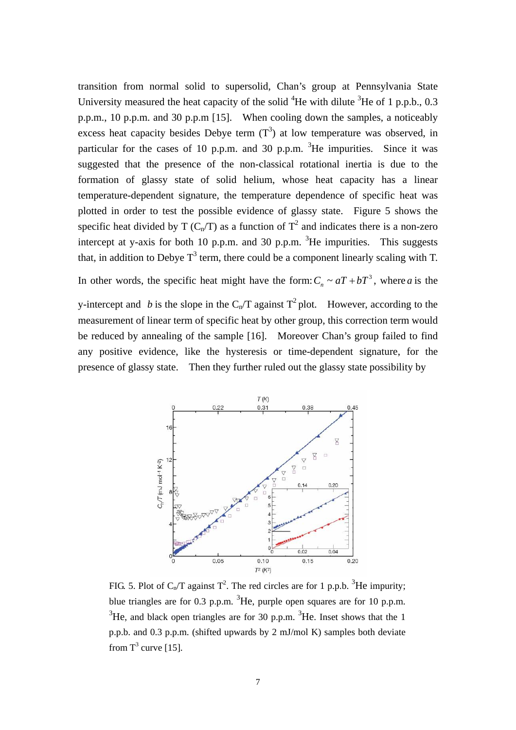transition from normal solid to supersolid, Chan's group at Pennsylvania State University measured the heat capacity of the solid $^4$He with dilute $^3$He of 1 p.p.b., 0.3 p.p.m., 10 p.p.m. and 30 p.p.m [15]. When cooling down the samples, a noticeably excess heat capacity besides Debye term ($T^3$) at low temperature was observed, in particular for the cases of 10 p.p.m. and 30 p.p.m. $^3$He impurities. Since it was suggested that the presence of the non-classical rotational inertia is due to the formation of glassy state of solid helium, whose heat capacity has a linear temperature-dependent signature, the temperature dependence of specific heat was plotted in order to test the possible evidence of glassy state. Figure 5 shows the specific heat divided by T ($C_n/T$) as a function of $T^2$ and indicates there is a non-zero intercept at y-axis for both 10 p.p.m. and 30 p.p.m. $^3$He impurities. This suggests that, in addition to Debye $T^3$ term, there could be a component linearly scaling with T.

In other words, the specific heat might have the form: $C_n \sim aT + bT^3$, where $a$ is the y-intercept and $b$ is the slope in the $C_n/T$ against $T^2$ plot. However, according to the measurement of linear term of specific heat by other group, this correction term would be reduced by annealing of the sample [16]. Moreover Chan's group failed to find any positive evidence, like the hysteresis or time-dependent signature, for the presence of glassy state. Then they further ruled out the glassy state possibility by

FIG. 5. Plot of $C_n/T$ against $T^2$. The red circles are for 1 p.p.b. $^3$He impurity; blue triangles are for 0.3 p.p.m. $^3$He, purple open squares are for 10 p.p.m. $^3$He, and black open triangles are for 30 p.p.m. $^3$He. Inset shows that the 1 p.p.b. and 0.3 p.p.m. (shifted upwards by 2 mJ/mol K) samples both deviate from $T^3$ curve [15].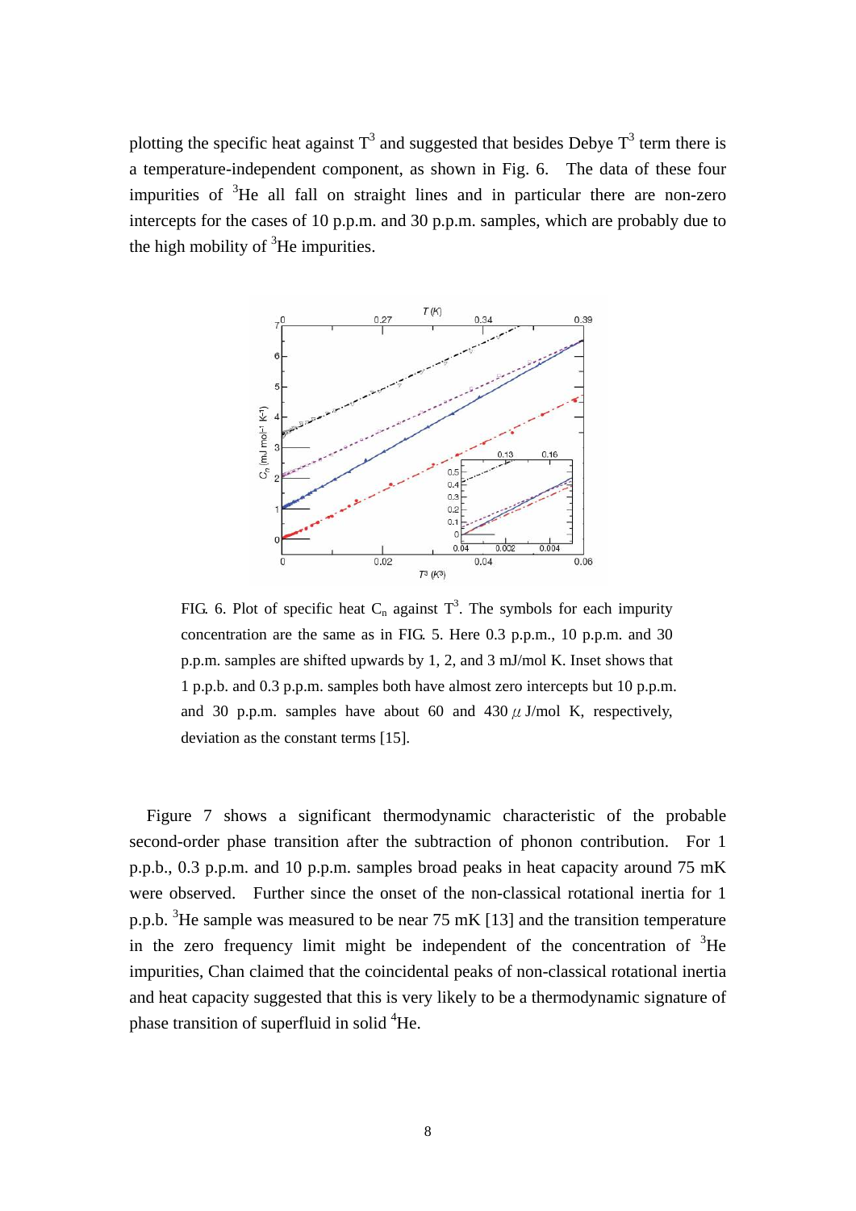plotting the specific heat against $T^3$ and suggested that besides Debye $T^3$ term there is a temperature-independent component, as shown in Fig. 6. The data of these four impurities of $^3$He all fall on straight lines and in particular there are non-zero intercepts for the cases of 10 p.p.m. and 30 p.p.m. samples, which are probably due to the high mobility of $^3$He impurities.

FIG. 6. Plot of specific heat $C_n$ against $T^3$. The symbols for each impurity concentration are the same as in FIG. 5. Here 0.3 p.p.m., 10 p.p.m. and 30 p.p.m. samples are shifted upwards by 1, 2, and 3 mJ/mol K. Inset shows that 1 p.p.b. and 0.3 p.p.m. samples both have almost zero intercepts but 10 p.p.m. and 30 p.p.m. samples have about 60 and 430 $\mu$ J/mol K, respectively, deviation as the constant terms [15].

Figure 7 shows a significant thermodynamic characteristic of the probable second-order phase transition after the subtraction of phonon contribution. For 1 p.p.b., 0.3 p.p.m. and 10 p.p.m. samples broad peaks in heat capacity around 75 mK were observed. Further since the onset of the non-classical rotational inertia for 1 p.p.b. $^3$He sample was measured to be near 75 mK [13] and the transition temperature in the zero frequency limit might be independent of the concentration of $^3$He impurities, Chan claimed that the coincidental peaks of non-classical rotational inertia and heat capacity suggested that this is very likely to be a thermodynamic signature of phase transition of superfluid in solid $^4$He.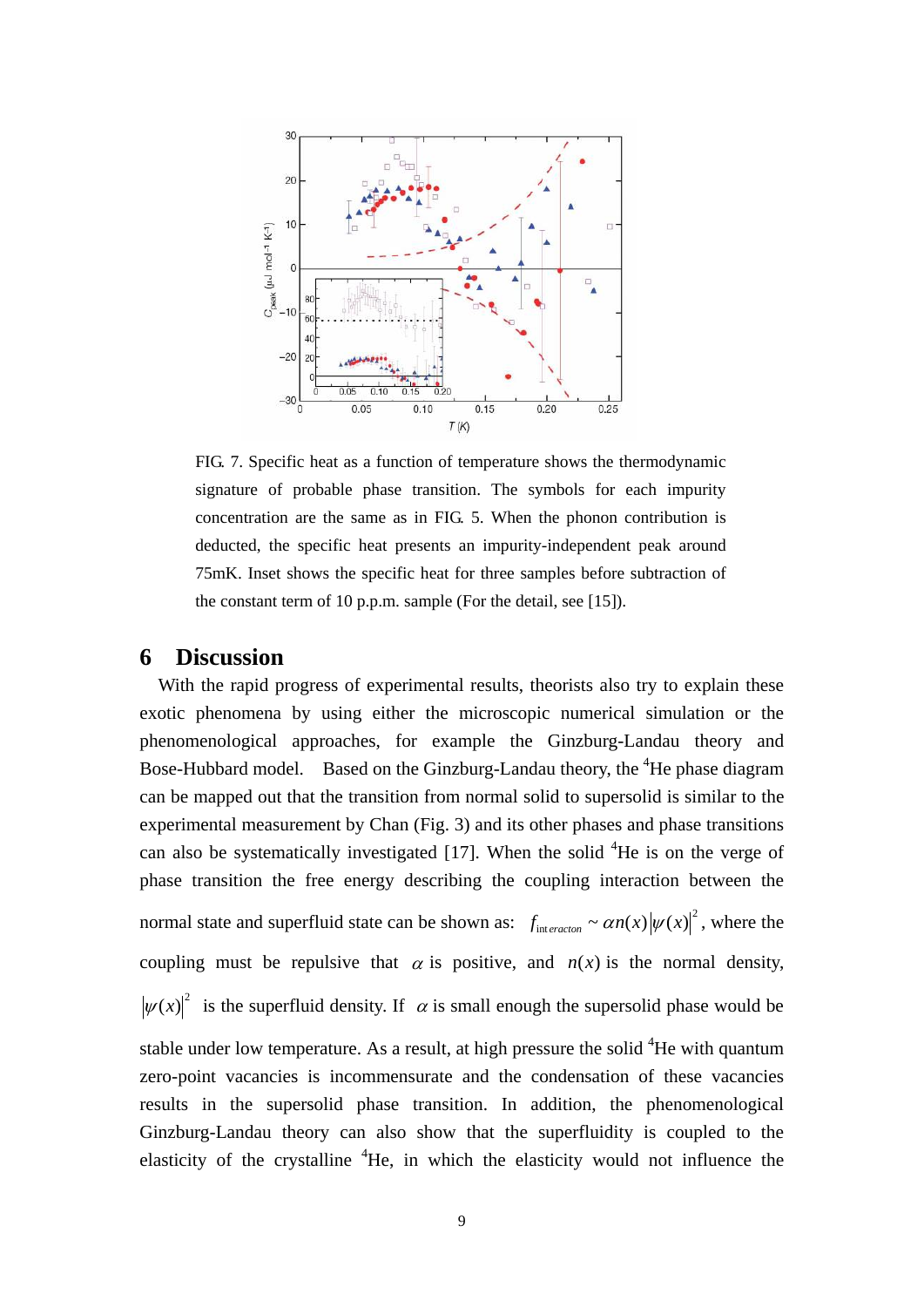FIG. 7. Specific heat as a function of temperature shows the thermodynamic signature of probable phase transition. The symbols for each impurity concentration are the same as in FIG. 5. When the phonon contribution is deducted, the specific heat presents an impurity-independent peak around 75mK. Inset shows the specific heat for three samples before subtraction of the constant term of 10 p.p.m. sample (For the detail, see [15]).

## 6 Discussion

With the rapid progress of experimental results, theorists also try to explain these exotic phenomena by using either the microscopic numerical simulation or the phenomenological approaches, for example the Ginzburg-Landau theory and Bose-Hubbard model. Based on the Ginzburg-Landau theory, the $^4$He phase diagram can be mapped out that the transition from normal solid to supersolid is similar to the experimental measurement by Chan (Fig. 3) and its other phases and phase transitions can also be systematically investigated [17]. When the solid $^4$He is on the verge of phase transition the free energy describing the coupling interaction between the normal state and superfluid state can be shown as: $f_{interacton} \sim \alpha n(x)|\psi(x)|^2$, where the coupling must be repulsive that $\alpha$ is positive, and $n(x)$ is the normal density, $|\psi(x)|^2$ is the superfluid density. If $\alpha$ is small enough the supersolid phase would be stable under low temperature. As a result, at high pressure the solid $^4$He with quantum zero-point vacancies is incommensurate and the condensation of these vacancies results in the supersolid phase transition. In addition, the phenomenological Ginzburg-Landau theory can also show that the superfluidity is coupled to the elasticity of the crystalline $^4$He, in which the elasticity would not influence the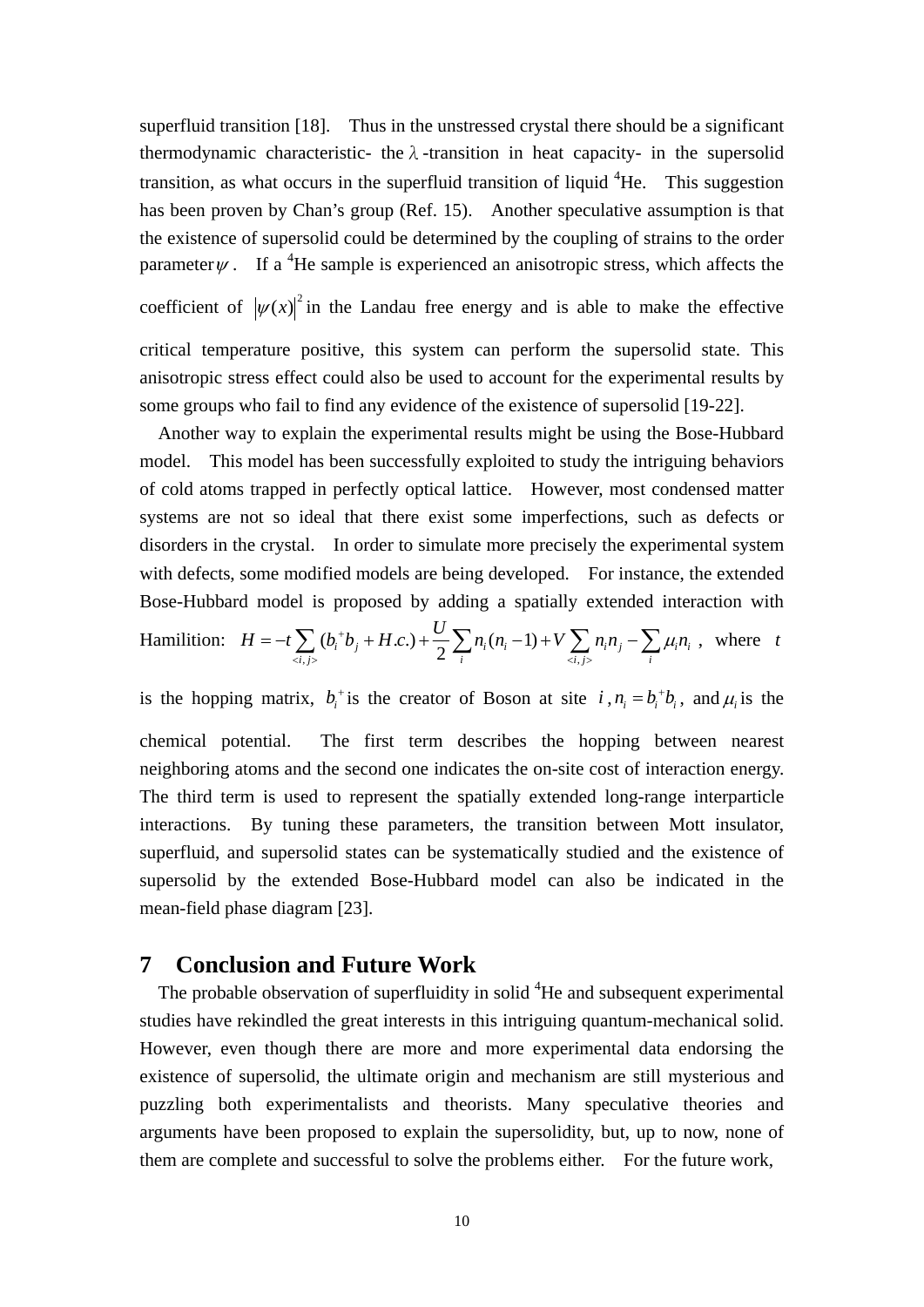superfluid transition [18]. Thus in the unstressed crystal there should be a significant thermodynamic characteristic- the $\lambda$-transition in heat capacity- in the supersolid transition, as what occurs in the superfluid transition of liquid $^4$He. This suggestion has been proven by Chan's group (Ref. 15). Another speculative assumption is that the existence of supersolid could be determined by the coupling of strains to the order parameter $\psi$. If a $^4$He sample is experienced an anisotropic stress, which affects the coefficient of $|\psi(x)|^2$ in the Landau free energy and is able to make the effective critical temperature positive, this system can perform the supersolid state. This anisotropic stress effect could also be used to account for the experimental results by some groups who fail to find any evidence of the existence of supersolid [19-22].

Another way to explain the experimental results might be using the Bose-Hubbard model. This model has been successfully exploited to study the intriguing behaviors of cold atoms trapped in perfectly optical lattice. However, most condensed matter systems are not so ideal that there exist some imperfections, such as defects or disorders in the crystal. In order to simulate more precisely the experimental system with defects, some modified models are being developed. For instance, the extended Bose-Hubbard model is proposed by adding a spatially extended interaction with Hamilition: $H = -t\sum_{<i,j>}(b_i^+ b_j + H.c.) + \frac{U}{2}\sum_i n_i(n_i - 1) + V\sum_{<i,j>} n_i n_j - \sum_i \mu_i n_i$, where $t$ is the hopping matrix, $b_i^+$ is the creator of Boson at site $i$, $n_i = b_i^+ b_i$, and $\mu_i$ is the chemical potential. The first term describes the hopping between nearest neighboring atoms and the second one indicates the on-site cost of interaction energy. The third term is used to represent the spatially extended long-range interparticle interactions. By tuning these parameters, the transition between Mott insulator, superfluid, and supersolid states can be systematically studied and the existence of supersolid by the extended Bose-Hubbard model can also be indicated in the mean-field phase diagram [23].

## 7 Conclusion and Future Work

The probable observation of superfluidity in solid $^4$He and subsequent experimental studies have rekindled the great interests in this intriguing quantum-mechanical solid. However, even though there are more and more experimental data endorsing the existence of supersolid, the ultimate origin and mechanism are still mysterious and puzzling both experimentalists and theorists. Many speculative theories and arguments have been proposed to explain the supersolidity, but, up to now, none of them are complete and successful to solve the problems either. For the future work,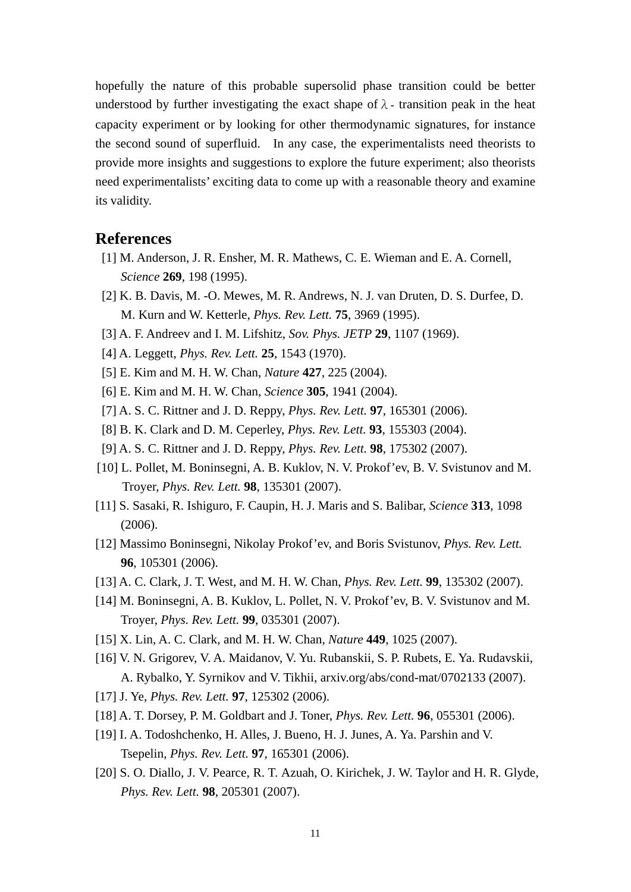hopefully the nature of this probable supersolid phase transition could be better understood by further investigating the exact shape of $\lambda$ - transition peak in the heat capacity experiment or by looking for other thermodynamic signatures, for instance the second sound of superfluid. In any case, the experimentalists need theorists to provide more insights and suggestions to explore the future experiment; also theorists need experimentalists' exciting data to come up with a reasonable theory and examine its validity.

## References

[1] M. Anderson, J. R. Ensher, M. R. Mathews, C. E. Wieman and E. A. Cornell, *Science* **269**, 198 (1995).

[2] K. B. Davis, M. -O. Mewes, M. R. Andrews, N. J. van Druten, D. S. Durfee, D. M. Kurn and W. Ketterle, *Phys. Rev. Lett.* **75**, 3969 (1995).

[3] A. F. Andreev and I. M. Lifshitz, *Sov. Phys. JETP* **29**, 1107 (1969).

[4] A. Leggett, *Phys. Rev. Lett.* **25**, 1543 (1970).

[5] E. Kim and M. H. W. Chan, *Nature* **427**, 225 (2004).

[6] E. Kim and M. H. W. Chan, *Science* **305**, 1941 (2004).

[7] A. S. C. Rittner and J. D. Reppy, *Phys. Rev. Lett.* **97**, 165301 (2006).

[8] B. K. Clark and D. M. Ceperley, *Phys. Rev. Lett.* **93**, 155303 (2004).

[9] A. S. C. Rittner and J. D. Reppy, *Phys. Rev. Lett.* **98**, 175302 (2007).

[10] L. Pollet, M. Boninsegni, A. B. Kuklov, N. V. Prokof'ev, B. V. Svistunov and M. Troyer, *Phys. Rev. Lett.* **98**, 135301 (2007).

[11] S. Sasaki, R. Ishiguro, F. Caupin, H. J. Maris and S. Balibar, *Science* **313**, 1098 (2006).

[12] Massimo Boninsegni, Nikolay Prokof'ev, and Boris Svistunov, *Phys. Rev. Lett.* **96**, 105301 (2006).

[13] A. C. Clark, J. T. West, and M. H. W. Chan, *Phys. Rev. Lett.* **99**, 135302 (2007).

[14] M. Boninsegni, A. B. Kuklov, L. Pollet, N. V. Prokof'ev, B. V. Svistunov and M. Troyer, *Phys. Rev. Lett.* **99**, 035301 (2007).

[15] X. Lin, A. C. Clark, and M. H. W. Chan, *Nature* **449**, 1025 (2007).

[16] V. N. Grigorev, V. A. Maidanov, V. Yu. Rubanskii, S. P. Rubets, E. Ya. Rudavskii, A. Rybalko, Y. Syrnikov and V. Tikhii, arxiv.org/abs/cond-mat/0702133 (2007).

[17] J. Ye, *Phys. Rev. Lett.* **97**, 125302 (2006).

[18] A. T. Dorsey, P. M. Goldbart and J. Toner, *Phys. Rev. Lett.* **96**, 055301 (2006).

[19] I. A. Todoshchenko, H. Alles, J. Bueno, H. J. Junes, A. Ya. Parshin and V. Tsepelin, *Phys. Rev. Lett.* **97**, 165301 (2006).

[20] S. O. Diallo, J. V. Pearce, R. T. Azuah, O. Kirichek, J. W. Taylor and H. R. Glyde, *Phys. Rev. Lett.* **98**, 205301 (2007).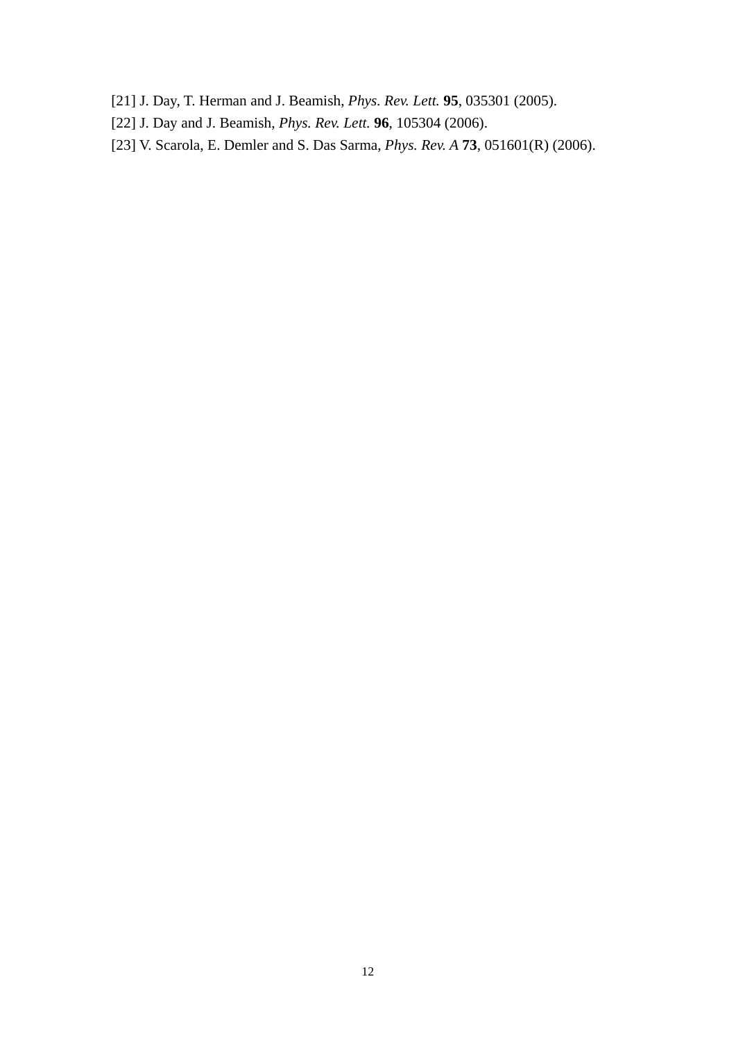[21] J. Day, T. Herman and J. Beamish, *Phys. Rev. Lett.* **95**, 035301 (2005).

[22] J. Day and J. Beamish, *Phys. Rev. Lett.* **96**, 105304 (2006).

[23] V. Scarola, E. Demler and S. Das Sarma, *Phys. Rev. A* **73**, 051601(R) (2006).